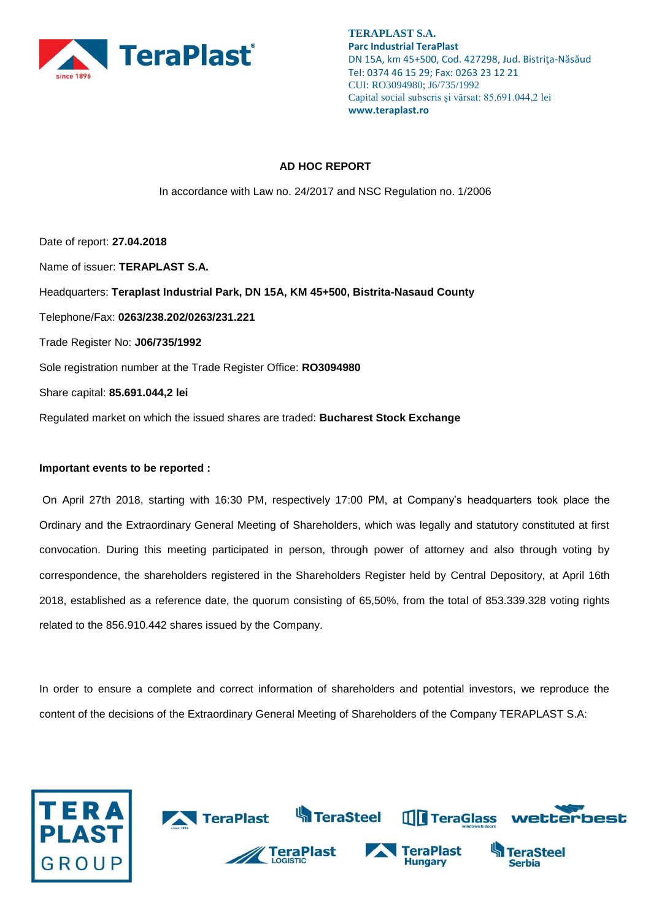**TERAPLAST S.A.**
**Parc Industrial TeraPlast**
DN 15A, km 45+500, Cod. 427298, Jud. Bistriţa-Năsăud
Tel: 0374 46 15 29; Fax: 0263 23 12 21
CUI: RO3094980; J6/735/1992
Capital social subscris şi vărsat: 85.691.044,2 lei
**www.teraplast.ro**

## AD HOC REPORT

In accordance with Law no. 24/2017 and NSC Regulation no. 1/2006

Date of report: **27.04.2018**

Name of issuer: **TERAPLAST S.A.**

Headquarters: **Teraplast Industrial Park, DN 15A, KM 45+500, Bistrita-Nasaud County**

Telephone/Fax: **0263/238.202/0263/231.221**

Trade Register No: **J06/735/1992**

Sole registration number at the Trade Register Office: **RO3094980**

Share capital: **85.691.044,2 lei**

Regulated market on which the issued shares are traded: **Bucharest Stock Exchange**

**Important events to be reported :**

On April 27th 2018, starting with 16:30 PM, respectively 17:00 PM, at Company's headquarters took place the Ordinary and the Extraordinary General Meeting of Shareholders, which was legally and statutory constituted at first convocation. During this meeting participated in person, through power of attorney and also through voting by correspondence, the shareholders registered in the Shareholders Register held by Central Depository, at April 16th 2018, established as a reference date, the quorum consisting of 65,50%, from the total of 853.339.328 voting rights related to the 856.910.442 shares issued by the Company.

In order to ensure a complete and correct information of shareholders and potential investors, we reproduce the content of the decisions of the Extraordinary General Meeting of Shareholders of the Company TERAPLAST S.A: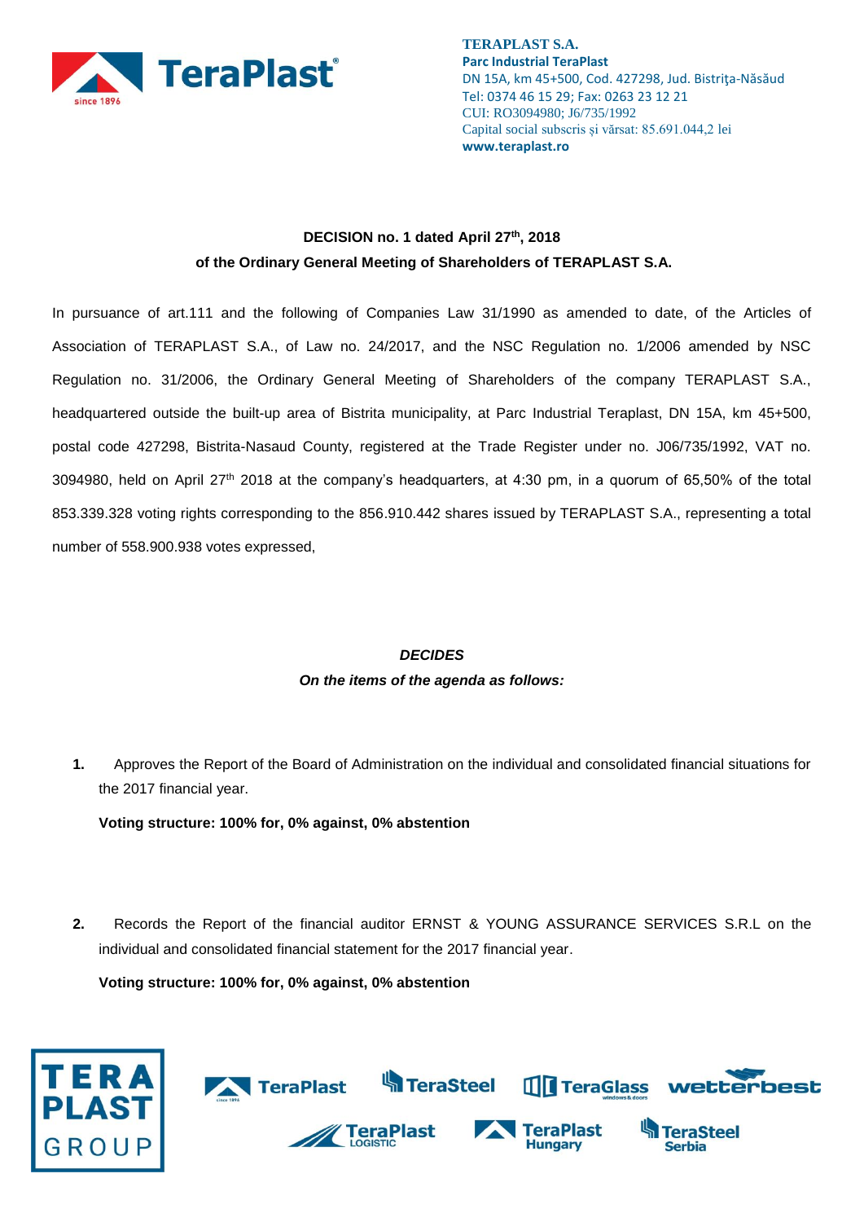**TERAPLAST S.A.**
**Parc Industrial TeraPlast**
DN 15A, km 45+500, Cod. 427298, Jud. Bistriţa-Năsăud
Tel: 0374 46 15 29; Fax: 0263 23 12 21
CUI: RO3094980; J6/735/1992
Capital social subscris şi vărsat: 85.691.044,2 lei
**www.teraplast.ro**

**DECISION no. 1 dated April 27th, 2018**
**of the Ordinary General Meeting of Shareholders of TERAPLAST S.A.**

In pursuance of art.111 and the following of Companies Law 31/1990 as amended to date, of the Articles of Association of TERAPLAST S.A., of Law no. 24/2017, and the NSC Regulation no. 1/2006 amended by NSC Regulation no. 31/2006, the Ordinary General Meeting of Shareholders of the company TERAPLAST S.A., headquartered outside the built-up area of Bistrita municipality, at Parc Industrial Teraplast, DN 15A, km 45+500, postal code 427298, Bistrita-Nasaud County, registered at the Trade Register under no. J06/735/1992, VAT no. 3094980, held on April 27th 2018 at the company's headquarters, at 4:30 pm, in a quorum of 65,50% of the total 853.339.328 voting rights corresponding to the 856.910.442 shares issued by TERAPLAST S.A., representing a total number of 558.900.938 votes expressed,

***DECIDES***
***On the items of the agenda as follows:***

1. Approves the Report of the Board of Administration on the individual and consolidated financial situations for the 2017 financial year.

   **Voting structure: 100% for, 0% against, 0% abstention**

2. Records the Report of the financial auditor ERNST & YOUNG ASSURANCE SERVICES S.R.L on the individual and consolidated financial statement for the 2017 financial year.

   **Voting structure: 100% for, 0% against, 0% abstention**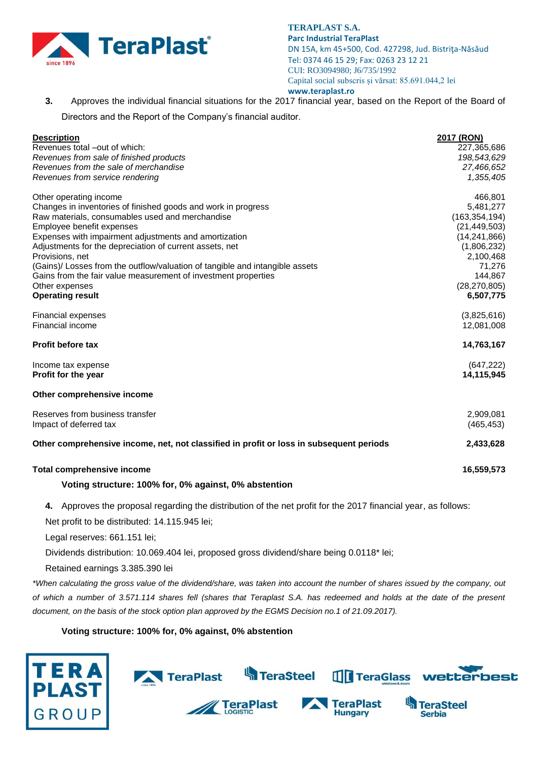3. Approves the individual financial situations for the 2017 financial year, based on the Report of the Board of Directors and the Report of the Company's financial auditor.

| Description | 2017 (RON) |
|---|---|
| Revenues total –out of which: | 227,365,686 |
| *Revenues from sale of finished products* | *198,543,629* |
| *Revenues from the sale of merchandise* | *27,466,652* |
| *Revenues from service rendering* | *1,355,405* |
| | |
| Other operating income | 466,801 |
| Changes in inventories of finished goods and work in progress | 5,481,277 |
| Raw materials, consumables used and merchandise | (163,354,194) |
| Employee benefit expenses | (21,449,503) |
| Expenses with impairment adjustments and amortization | (14,241,866) |
| Adjustments for the depreciation of current assets, net | (1,806,232) |
| Provisions, net | 2,100,468 |
| (Gains)/ Losses from the outflow/valuation of tangible and intangible assets | 71,276 |
| Gains from the fair value measurement of investment properties | 144,867 |
| Other expenses | (28,270,805) |
| **Operating result** | **6,507,775** |
| | |
| Financial expenses | (3,825,616) |
| Financial income | 12,081,008 |
| | |
| **Profit before tax** | **14,763,167** |
| | |
| Income tax expense | (647,222) |
| **Profit for the year** | **14,115,945** |
| | |
| **Other comprehensive income** | |
| | |
| Reserves from business transfer | 2,909,081 |
| Impact of deferred tax | (465,453) |
| | |
| **Other comprehensive income, net, not classified in profit or loss in subsequent periods** | **2,433,628** |
| | |
| **Total comprehensive income** | **16,559,573** |

**Voting structure: 100% for, 0% against, 0% abstention**

4. Approves the proposal regarding the distribution of the net profit for the 2017 financial year, as follows:

Net profit to be distributed: 14.115.945 lei;

Legal reserves: 661.151 lei;

Dividends distribution: 10.069.404 lei, proposed gross dividend/share being 0.0118* lei;

Retained earnings 3.385.390 lei

*\*When calculating the gross value of the dividend/share, was taken into account the number of shares issued by the company, out of which a number of 3.571.114 shares fell (shares that Teraplast S.A. has redeemed and holds at the date of the present document, on the basis of the stock option plan approved by the EGMS Decision no.1 of 21.09.2017).*

**Voting structure: 100% for, 0% against, 0% abstention**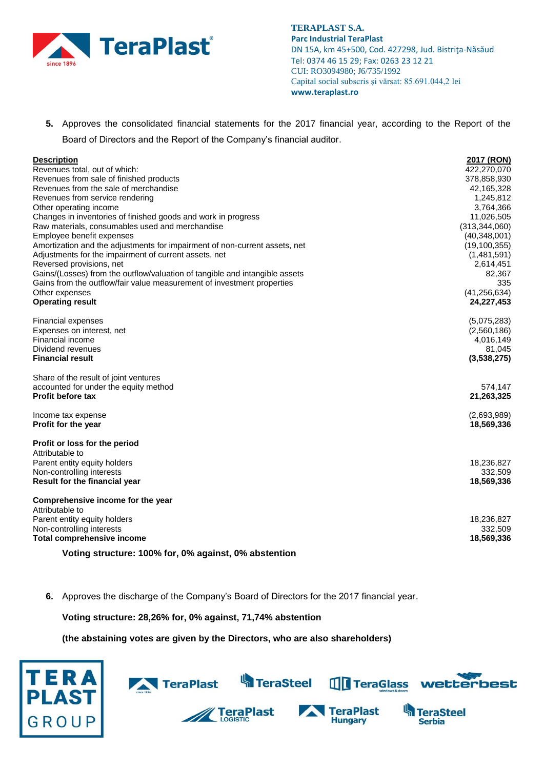5. Approves the consolidated financial statements for the 2017 financial year, according to the Report of the Board of Directors and the Report of the Company's financial auditor.

| Description | 2017 (RON) |
|---|---|
| Revenues total, out of which: | 422,270,070 |
| Revenues from sale of finished products | 378,858,930 |
| Revenues from the sale of merchandise | 42,165,328 |
| Revenues from service rendering | 1,245,812 |
| Other operating income | 3,764,366 |
| Changes in inventories of finished goods and work in progress | 11,026,505 |
| Raw materials, consumables used and merchandise | (313,344,060) |
| Employee benefit expenses | (40,348,001) |
| Amortization and the adjustments for impairment of non-current assets, net | (19,100,355) |
| Adjustments for the impairment of current assets, net | (1,481,591) |
| Reversed provisions, net | 2,614,451 |
| Gains/(Losses) from the outflow/valuation of tangible and intangible assets | 82,367 |
| Gains from the outflow/fair value measurement of investment properties | 335 |
| Other expenses | (41,256,634) |
| **Operating result** | **24,227,453** |
| | |
| Financial expenses | (5,075,283) |
| Expenses on interest, net | (2,560,186) |
| Financial income | 4,016,149 |
| Dividend revenues | 81,045 |
| **Financial result** | **(3,538,275)** |
| | |
| Share of the result of joint ventures accounted for under the equity method | 574,147 |
| **Profit before tax** | **21,263,325** |
| | |
| Income tax expense | (2,693,989) |
| **Profit for the year** | **18,569,336** |
| | |
| **Profit or loss for the period** | |
| Attributable to | |
| Parent entity equity holders | 18,236,827 |
| Non-controlling interests | 332,509 |
| **Result for the financial year** | **18,569,336** |
| | |
| **Comprehensive income for the year** | |
| Attributable to | |
| Parent entity equity holders | 18,236,827 |
| Non-controlling interests | 332,509 |
| **Total comprehensive income** | **18,569,336** |

**Voting structure: 100% for, 0% against, 0% abstention**

6. Approves the discharge of the Company's Board of Directors for the 2017 financial year.

**Voting structure: 28,26% for, 0% against, 71,74% abstention**

**(the abstaining votes are given by the Directors, who are also shareholders)**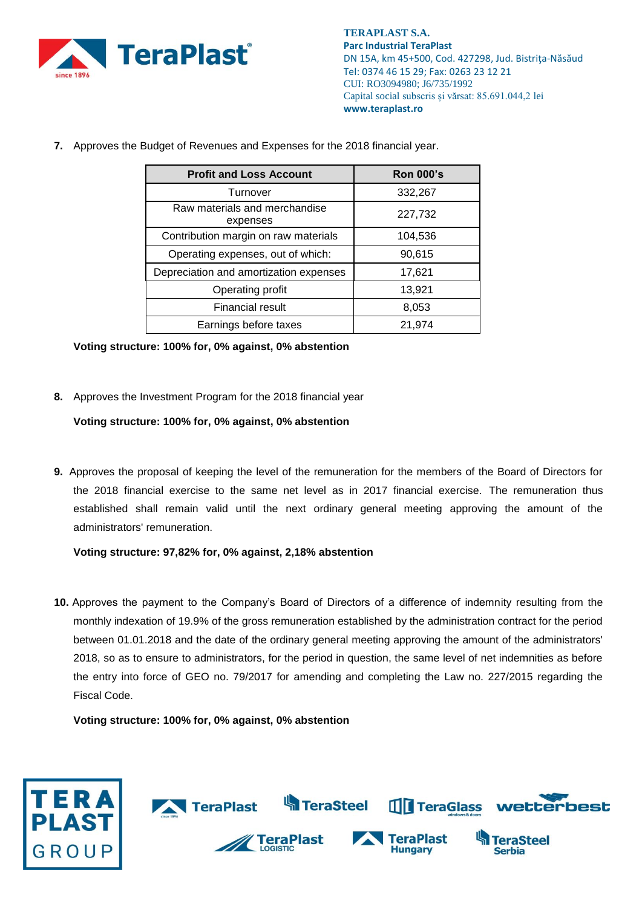7. Approves the Budget of Revenues and Expenses for the 2018 financial year.

| Profit and Loss Account | Ron 000's |
|---|---|
| Turnover | 332,267 |
| Raw materials and merchandise expenses | 227,732 |
| Contribution margin on raw materials | 104,536 |
| Operating expenses, out of which: | 90,615 |
| Depreciation and amortization expenses | 17,621 |
| Operating profit | 13,921 |
| Financial result | 8,053 |
| Earnings before taxes | 21,974 |

**Voting structure: 100% for, 0% against, 0% abstention**

8. Approves the Investment Program for the 2018 financial year

**Voting structure: 100% for, 0% against, 0% abstention**

9. Approves the proposal of keeping the level of the remuneration for the members of the Board of Directors for the 2018 financial exercise to the same net level as in 2017 financial exercise. The remuneration thus established shall remain valid until the next ordinary general meeting approving the amount of the administrators' remuneration.

**Voting structure: 97,82% for, 0% against, 2,18% abstention**

10. Approves the payment to the Company's Board of Directors of a difference of indemnity resulting from the monthly indexation of 19.9% of the gross remuneration established by the administration contract for the period between 01.01.2018 and the date of the ordinary general meeting approving the amount of the administrators' 2018, so as to ensure to administrators, for the period in question, the same level of net indemnities as before the entry into force of GEO no. 79/2017 for amending and completing the Law no. 227/2015 regarding the Fiscal Code.

**Voting structure: 100% for, 0% against, 0% abstention**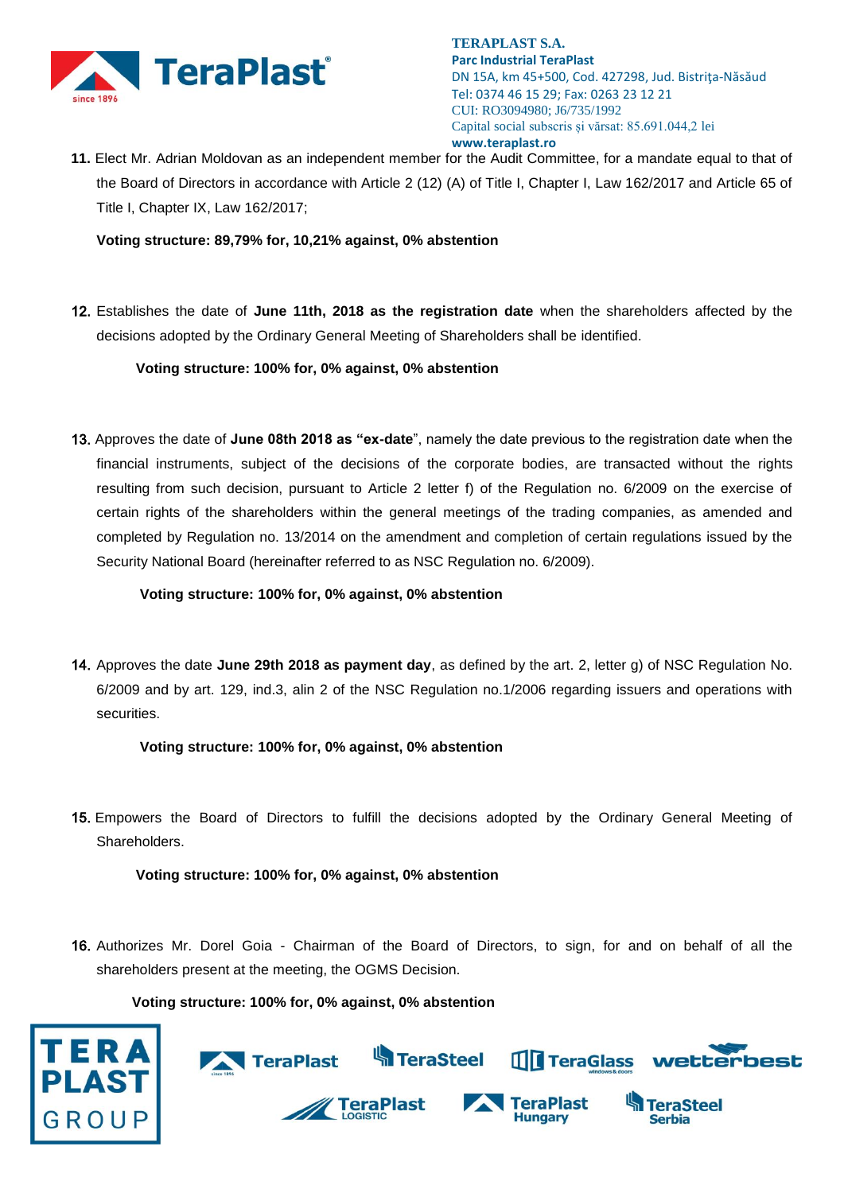11. Elect Mr. Adrian Moldovan as an independent member for the Audit Committee, for a mandate equal to that of the Board of Directors in accordance with Article 2 (12) (A) of Title I, Chapter I, Law 162/2017 and Article 65 of Title I, Chapter IX, Law 162/2017;

    **Voting structure: 89,79% for, 10,21% against, 0% abstention**

12. Establishes the date of **June 11th, 2018 as the registration date** when the shareholders affected by the decisions adopted by the Ordinary General Meeting of Shareholders shall be identified.

    **Voting structure: 100% for, 0% against, 0% abstention**

13. Approves the date of **June 08th 2018 as "ex-date**", namely the date previous to the registration date when the financial instruments, subject of the decisions of the corporate bodies, are transacted without the rights resulting from such decision, pursuant to Article 2 letter f) of the Regulation no. 6/2009 on the exercise of certain rights of the shareholders within the general meetings of the trading companies, as amended and completed by Regulation no. 13/2014 on the amendment and completion of certain regulations issued by the Security National Board (hereinafter referred to as NSC Regulation no. 6/2009).

    **Voting structure: 100% for, 0% against, 0% abstention**

14. Approves the date **June 29th 2018 as payment day**, as defined by the art. 2, letter g) of NSC Regulation No. 6/2009 and by art. 129, ind.3, alin 2 of the NSC Regulation no.1/2006 regarding issuers and operations with securities.

    **Voting structure: 100% for, 0% against, 0% abstention**

15. Empowers the Board of Directors to fulfill the decisions adopted by the Ordinary General Meeting of Shareholders.

    **Voting structure: 100% for, 0% against, 0% abstention**

16. Authorizes Mr. Dorel Goia - Chairman of the Board of Directors, to sign, for and on behalf of all the shareholders present at the meeting, the OGMS Decision.

    **Voting structure: 100% for, 0% against, 0% abstention**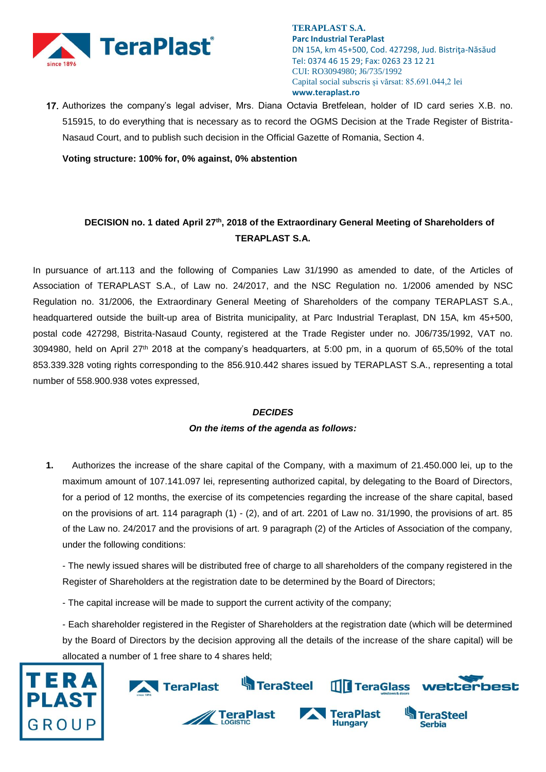17. Authorizes the company's legal adviser, Mrs. Diana Octavia Bretfelean, holder of ID card series X.B. no. 515915, to do everything that is necessary as to record the OGMS Decision at the Trade Register of Bistrita-Nasaud Court, and to publish such decision in the Official Gazette of Romania, Section 4.

**Voting structure: 100% for, 0% against, 0% abstention**

**DECISION no. 1 dated April 27th, 2018 of the Extraordinary General Meeting of Shareholders of TERAPLAST S.A.**

In pursuance of art.113 and the following of Companies Law 31/1990 as amended to date, of the Articles of Association of TERAPLAST S.A., of Law no. 24/2017, and the NSC Regulation no. 1/2006 amended by NSC Regulation no. 31/2006, the Extraordinary General Meeting of Shareholders of the company TERAPLAST S.A., headquartered outside the built-up area of Bistrita municipality, at Parc Industrial Teraplast, DN 15A, km 45+500, postal code 427298, Bistrita-Nasaud County, registered at the Trade Register under no. J06/735/1992, VAT no. 3094980, held on April 27th 2018 at the company's headquarters, at 5:00 pm, in a quorum of 65,50% of the total 853.339.328 voting rights corresponding to the 856.910.442 shares issued by TERAPLAST S.A., representing a total number of 558.900.938 votes expressed,

***DECIDES***

***On the items of the agenda as follows:***

1. Authorizes the increase of the share capital of the Company, with a maximum of 21.450.000 lei, up to the maximum amount of 107.141.097 lei, representing authorized capital, by delegating to the Board of Directors, for a period of 12 months, the exercise of its competencies regarding the increase of the share capital, based on the provisions of art. 114 paragraph (1) - (2), and of art. 2201 of Law no. 31/1990, the provisions of art. 85 of the Law no. 24/2017 and the provisions of art. 9 paragraph (2) of the Articles of Association of the company, under the following conditions:

   - The newly issued shares will be distributed free of charge to all shareholders of the company registered in the Register of Shareholders at the registration date to be determined by the Board of Directors;

   - The capital increase will be made to support the current activity of the company;

   - Each shareholder registered in the Register of Shareholders at the registration date (which will be determined by the Board of Directors by the decision approving all the details of the increase of the share capital) will be allocated a number of 1 free share to 4 shares held;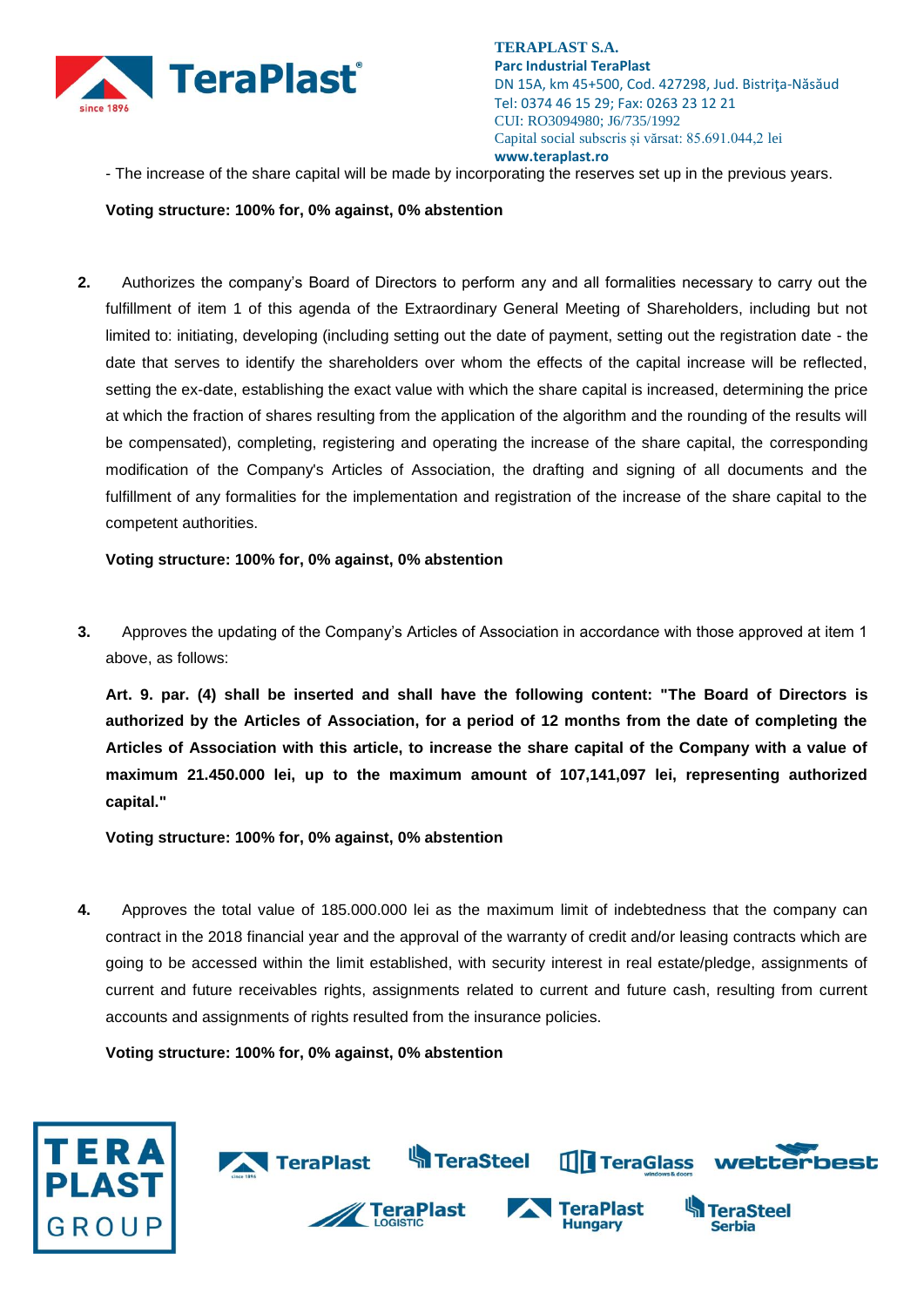- The increase of the share capital will be made by incorporating the reserves set up in the previous years.

**Voting structure: 100% for, 0% against, 0% abstention**

**2.** Authorizes the company's Board of Directors to perform any and all formalities necessary to carry out the fulfillment of item 1 of this agenda of the Extraordinary General Meeting of Shareholders, including but not limited to: initiating, developing (including setting out the date of payment, setting out the registration date - the date that serves to identify the shareholders over whom the effects of the capital increase will be reflected, setting the ex-date, establishing the exact value with which the share capital is increased, determining the price at which the fraction of shares resulting from the application of the algorithm and the rounding of the results will be compensated), completing, registering and operating the increase of the share capital, the corresponding modification of the Company's Articles of Association, the drafting and signing of all documents and the fulfillment of any formalities for the implementation and registration of the increase of the share capital to the competent authorities.

**Voting structure: 100% for, 0% against, 0% abstention**

**3.** Approves the updating of the Company's Articles of Association in accordance with those approved at item 1 above, as follows:

**Art. 9. par. (4) shall be inserted and shall have the following content: "The Board of Directors is authorized by the Articles of Association, for a period of 12 months from the date of completing the Articles of Association with this article, to increase the share capital of the Company with a value of maximum 21.450.000 lei, up to the maximum amount of 107,141,097 lei, representing authorized capital."**

**Voting structure: 100% for, 0% against, 0% abstention**

**4.** Approves the total value of 185.000.000 lei as the maximum limit of indebtedness that the company can contract in the 2018 financial year and the approval of the warranty of credit and/or leasing contracts which are going to be accessed within the limit established, with security interest in real estate/pledge, assignments of current and future receivables rights, assignments related to current and future cash, resulting from current accounts and assignments of rights resulted from the insurance policies.

**Voting structure: 100% for, 0% against, 0% abstention**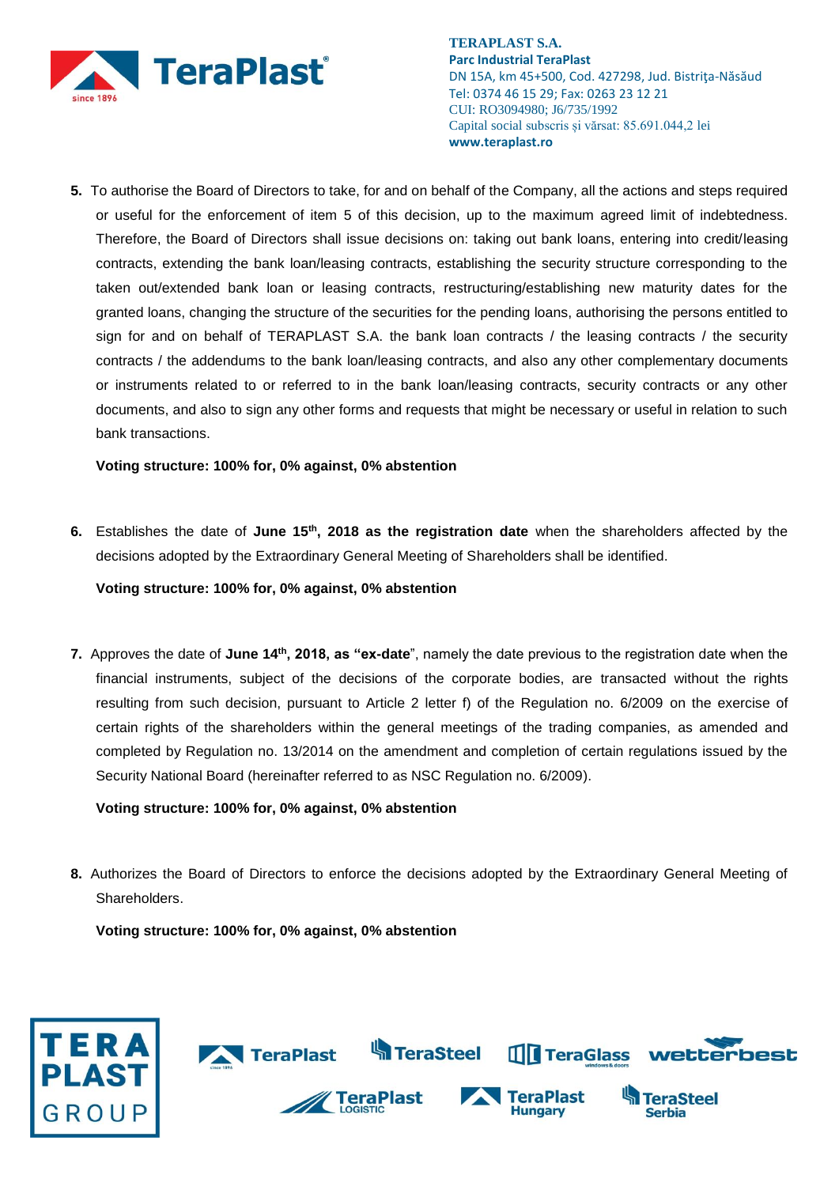5. To authorise the Board of Directors to take, for and on behalf of the Company, all the actions and steps required or useful for the enforcement of item 5 of this decision, up to the maximum agreed limit of indebtedness. Therefore, the Board of Directors shall issue decisions on: taking out bank loans, entering into credit/leasing contracts, extending the bank loan/leasing contracts, establishing the security structure corresponding to the taken out/extended bank loan or leasing contracts, restructuring/establishing new maturity dates for the granted loans, changing the structure of the securities for the pending loans, authorising the persons entitled to sign for and on behalf of TERAPLAST S.A. the bank loan contracts / the leasing contracts / the security contracts / the addendums to the bank loan/leasing contracts, and also any other complementary documents or instruments related to or referred to in the bank loan/leasing contracts, security contracts or any other documents, and also to sign any other forms and requests that might be necessary or useful in relation to such bank transactions.

   **Voting structure: 100% for, 0% against, 0% abstention**

6. Establishes the date of **June 15th, 2018 as the registration date** when the shareholders affected by the decisions adopted by the Extraordinary General Meeting of Shareholders shall be identified.

   **Voting structure: 100% for, 0% against, 0% abstention**

7. Approves the date of **June 14th, 2018, as "ex-date**", namely the date previous to the registration date when the financial instruments, subject of the decisions of the corporate bodies, are transacted without the rights resulting from such decision, pursuant to Article 2 letter f) of the Regulation no. 6/2009 on the exercise of certain rights of the shareholders within the general meetings of the trading companies, as amended and completed by Regulation no. 13/2014 on the amendment and completion of certain regulations issued by the Security National Board (hereinafter referred to as NSC Regulation no. 6/2009).

   **Voting structure: 100% for, 0% against, 0% abstention**

8. Authorizes the Board of Directors to enforce the decisions adopted by the Extraordinary General Meeting of Shareholders.

   **Voting structure: 100% for, 0% against, 0% abstention**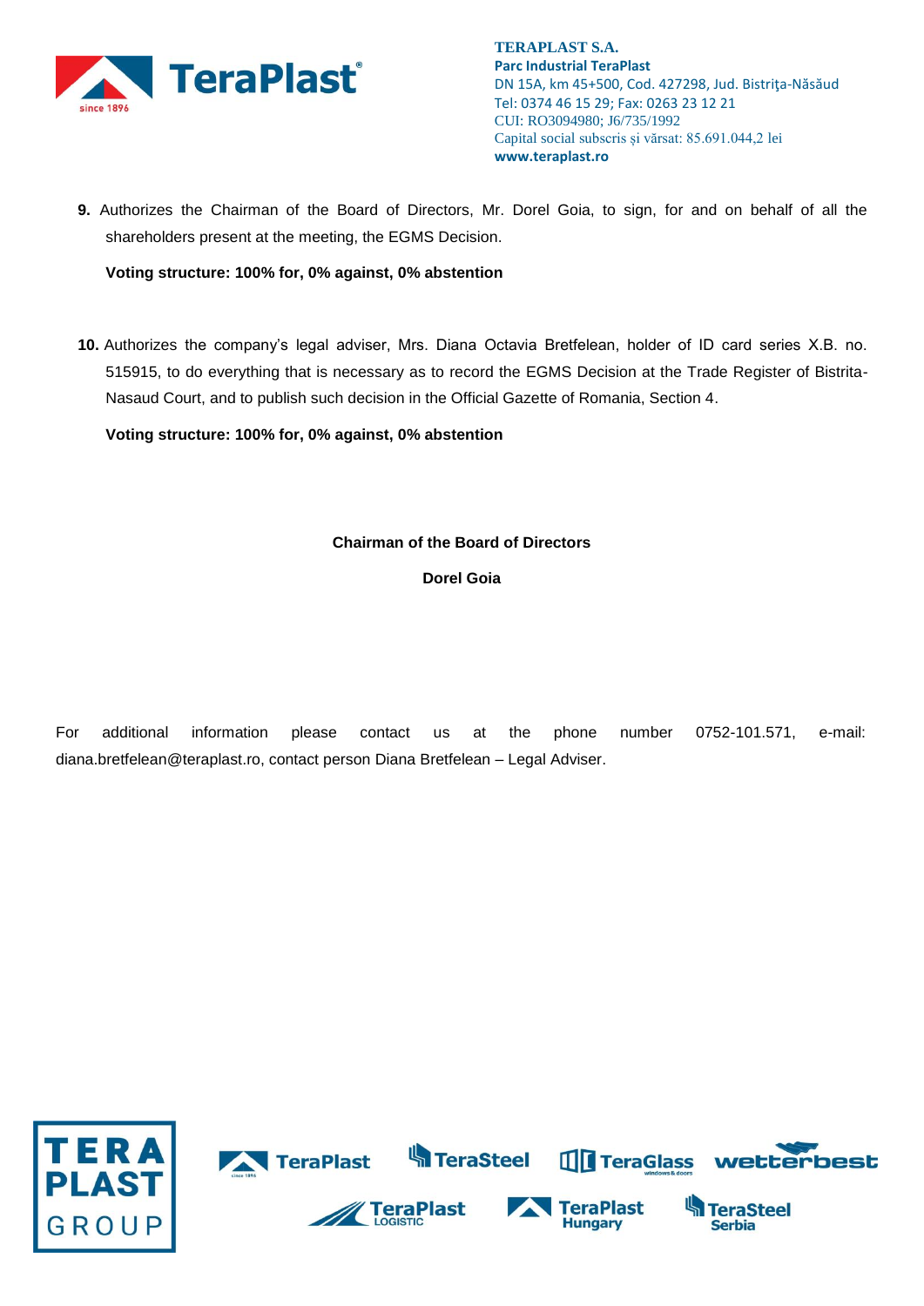9. Authorizes the Chairman of the Board of Directors, Mr. Dorel Goia, to sign, for and on behalf of all the shareholders present at the meeting, the EGMS Decision.

**Voting structure: 100% for, 0% against, 0% abstention**

10. Authorizes the company's legal adviser, Mrs. Diana Octavia Bretfelean, holder of ID card series X.B. no. 515915, to do everything that is necessary as to record the EGMS Decision at the Trade Register of Bistrita-Nasaud Court, and to publish such decision in the Official Gazette of Romania, Section 4.

**Voting structure: 100% for, 0% against, 0% abstention**

**Chairman of the Board of Directors**

**Dorel Goia**

For additional information please contact us at the phone number 0752-101.571, e-mail: diana.bretfelean@teraplast.ro, contact person Diana Bretfelean – Legal Adviser.